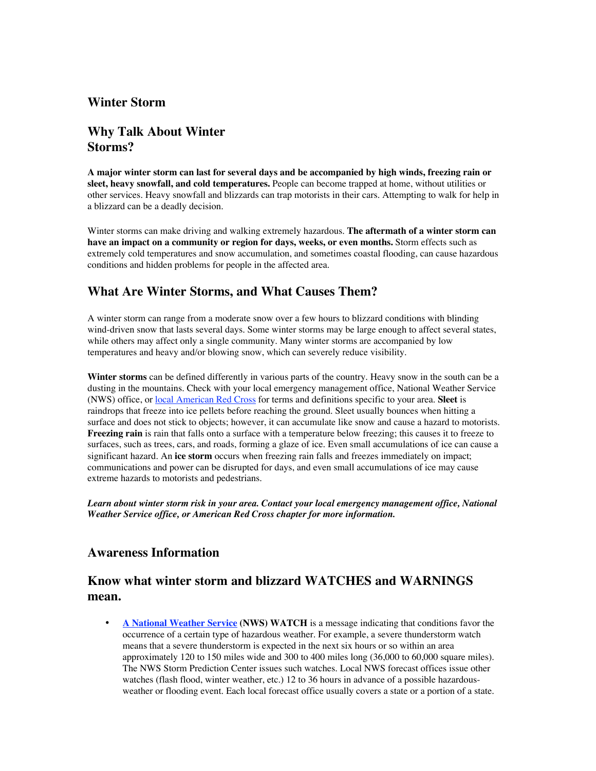# Winter Storm

## Why Talk About Winter Storms?

**A major winter storm can last for several days and be accompanied by high winds, freezing rain or sleet, heavy snowfall, and cold temperatures.** People can become trapped at home, without utilities or other services. Heavy snowfall and blizzards can trap motorists in their cars. Attempting to walk for help in a blizzard can be a deadly decision.

Winter storms can make driving and walking extremely hazardous. **The aftermath of a winter storm can have an impact on a community or region for days, weeks, or even months.** Storm effects such as extremely cold temperatures and snow accumulation, and sometimes coastal flooding, can cause hazardous conditions and hidden problems for people in the affected area.

## What Are Winter Storms, and What Causes Them?

A winter storm can range from a moderate snow over a few hours to blizzard conditions with blinding wind-driven snow that lasts several days. Some winter storms may be large enough to affect several states, while others may affect only a single community. Many winter storms are accompanied by low temperatures and heavy and/or blowing snow, which can severely reduce visibility.

**Winter storms** can be defined differently in various parts of the country. Heavy snow in the south can be a dusting in the mountains. Check with your local emergency management office, National Weather Service (NWS) office, or local American Red Cross for terms and definitions specific to your area. **Sleet** is raindrops that freeze into ice pellets before reaching the ground. Sleet usually bounces when hitting a surface and does not stick to objects; however, it can accumulate like snow and cause a hazard to motorists. **Freezing rain** is rain that falls onto a surface with a temperature below freezing; this causes it to freeze to surfaces, such as trees, cars, and roads, forming a glaze of ice. Even small accumulations of ice can cause a significant hazard. An **ice storm** occurs when freezing rain falls and freezes immediately on impact; communications and power can be disrupted for days, and even small accumulations of ice may cause extreme hazards to motorists and pedestrians.

***Learn about winter storm risk in your area. Contact your local emergency management office, National Weather Service office, or American Red Cross chapter for more information.***

## Awareness Information

## Know what winter storm and blizzard WATCHES and WARNINGS mean.

- **A National Weather Service (NWS) WATCH** is a message indicating that conditions favor the occurrence of a certain type of hazardous weather. For example, a severe thunderstorm watch means that a severe thunderstorm is expected in the next six hours or so within an area approximately 120 to 150 miles wide and 300 to 400 miles long (36,000 to 60,000 square miles). The NWS Storm Prediction Center issues such watches. Local NWS forecast offices issue other watches (flash flood, winter weather, etc.) 12 to 36 hours in advance of a possible hazardous-weather or flooding event. Each local forecast office usually covers a state or a portion of a state.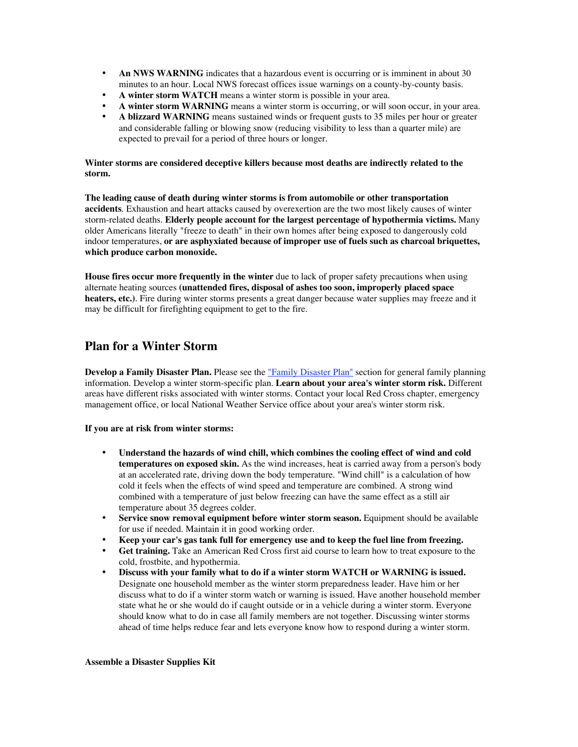- **An NWS WARNING** indicates that a hazardous event is occurring or is imminent in about 30 minutes to an hour. Local NWS forecast offices issue warnings on a county-by-county basis.
- **A winter storm WATCH** means a winter storm is possible in your area.
- **A winter storm WARNING** means a winter storm is occurring, or will soon occur, in your area.
- **A blizzard WARNING** means sustained winds or frequent gusts to 35 miles per hour or greater and considerable falling or blowing snow (reducing visibility to less than a quarter mile) are expected to prevail for a period of three hours or longer.

**Winter storms are considered deceptive killers because most deaths are indirectly related to the storm.**

**The leading cause of death during winter storms is from automobile or other transportation accidents**. Exhaustion and heart attacks caused by overexertion are the two most likely causes of winter storm-related deaths. **Elderly people account for the largest percentage of hypothermia victims.** Many older Americans literally "freeze to death" in their own homes after being exposed to dangerously cold indoor temperatures, **or are asphyxiated because of improper use of fuels such as charcoal briquettes, which produce carbon monoxide.**

**House fires occur more frequently in the winter** due to lack of proper safety precautions when using alternate heating sources **(unattended fires, disposal of ashes too soon, improperly placed space heaters, etc.)**. Fire during winter storms presents a great danger because water supplies may freeze and it may be difficult for firefighting equipment to get to the fire.

## Plan for a Winter Storm

**Develop a Family Disaster Plan.** Please see the ["Family Disaster Plan"] section for general family planning information. Develop a winter storm-specific plan. **Learn about your area's winter storm risk.** Different areas have different risks associated with winter storms. Contact your local Red Cross chapter, emergency management office, or local National Weather Service office about your area's winter storm risk.

**If you are at risk from winter storms:**

- **Understand the hazards of wind chill, which combines the cooling effect of wind and cold temperatures on exposed skin.** As the wind increases, heat is carried away from a person's body at an accelerated rate, driving down the body temperature. "Wind chill" is a calculation of how cold it feels when the effects of wind speed and temperature are combined. A strong wind combined with a temperature of just below freezing can have the same effect as a still air temperature about 35 degrees colder.
- **Service snow removal equipment before winter storm season.** Equipment should be available for use if needed. Maintain it in good working order.
- **Keep your car's gas tank full for emergency use and to keep the fuel line from freezing.**
- **Get training.** Take an American Red Cross first aid course to learn how to treat exposure to the cold, frostbite, and hypothermia.
- **Discuss with your family what to do if a winter storm WATCH or WARNING is issued.** Designate one household member as the winter storm preparedness leader. Have him or her discuss what to do if a winter storm watch or warning is issued. Have another household member state what he or she would do if caught outside or in a vehicle during a winter storm. Everyone should know what to do in case all family members are not together. Discussing winter storms ahead of time helps reduce fear and lets everyone know how to respond during a winter storm.

**Assemble a Disaster Supplies Kit**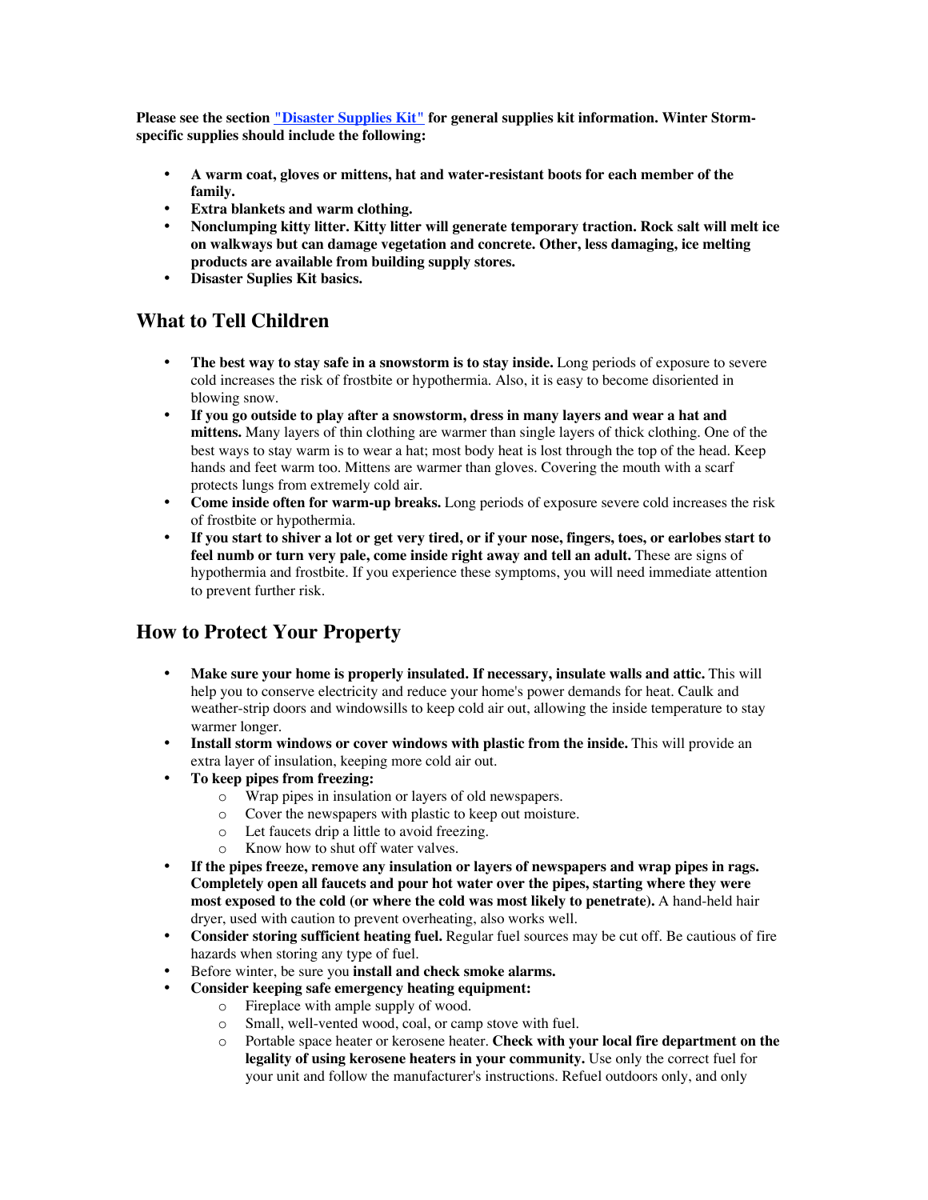**Please see the section "Disaster Supplies Kit" for general supplies kit information. Winter Storm-specific supplies should include the following:**

- **A warm coat, gloves or mittens, hat and water-resistant boots for each member of the family.**
- **Extra blankets and warm clothing.**
- **Nonclumping kitty litter. Kitty litter will generate temporary traction. Rock salt will melt ice on walkways but can damage vegetation and concrete. Other, less damaging, ice melting products are available from building supply stores.**
- **Disaster Suplies Kit basics.**

## What to Tell Children

- **The best way to stay safe in a snowstorm is to stay inside.** Long periods of exposure to severe cold increases the risk of frostbite or hypothermia. Also, it is easy to become disoriented in blowing snow.
- **If you go outside to play after a snowstorm, dress in many layers and wear a hat and mittens.** Many layers of thin clothing are warmer than single layers of thick clothing. One of the best ways to stay warm is to wear a hat; most body heat is lost through the top of the head. Keep hands and feet warm too. Mittens are warmer than gloves. Covering the mouth with a scarf protects lungs from extremely cold air.
- **Come inside often for warm-up breaks.** Long periods of exposure severe cold increases the risk of frostbite or hypothermia.
- **If you start to shiver a lot or get very tired, or if your nose, fingers, toes, or earlobes start to feel numb or turn very pale, come inside right away and tell an adult.** These are signs of hypothermia and frostbite. If you experience these symptoms, you will need immediate attention to prevent further risk.

## How to Protect Your Property

- **Make sure your home is properly insulated. If necessary, insulate walls and attic.** This will help you to conserve electricity and reduce your home's power demands for heat. Caulk and weather-strip doors and windowsills to keep cold air out, allowing the inside temperature to stay warmer longer.
- **Install storm windows or cover windows with plastic from the inside.** This will provide an extra layer of insulation, keeping more cold air out.
- **To keep pipes from freezing:**
  - Wrap pipes in insulation or layers of old newspapers.
  - Cover the newspapers with plastic to keep out moisture.
  - Let faucets drip a little to avoid freezing.
  - Know how to shut off water valves.
- **If the pipes freeze, remove any insulation or layers of newspapers and wrap pipes in rags. Completely open all faucets and pour hot water over the pipes, starting where they were most exposed to the cold (or where the cold was most likely to penetrate).** A hand-held hair dryer, used with caution to prevent overheating, also works well.
- **Consider storing sufficient heating fuel.** Regular fuel sources may be cut off. Be cautious of fire hazards when storing any type of fuel.
- Before winter, be sure you **install and check smoke alarms.**
- **Consider keeping safe emergency heating equipment:**
  - Fireplace with ample supply of wood.
  - Small, well-vented wood, coal, or camp stove with fuel.
  - Portable space heater or kerosene heater. **Check with your local fire department on the legality of using kerosene heaters in your community.** Use only the correct fuel for your unit and follow the manufacturer's instructions. Refuel outdoors only, and only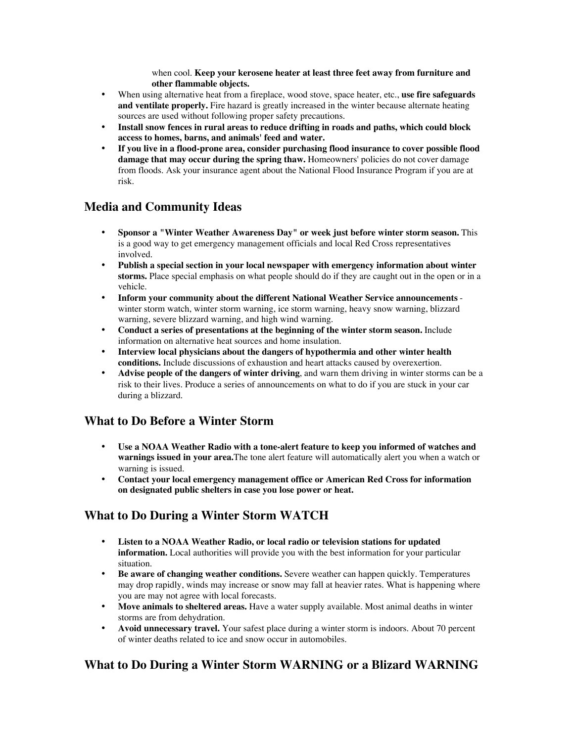when cool. **Keep your kerosene heater at least three feet away from furniture and other flammable objects.**

- When using alternative heat from a fireplace, wood stove, space heater, etc., **use fire safeguards and ventilate properly.** Fire hazard is greatly increased in the winter because alternate heating sources are used without following proper safety precautions.
- **Install snow fences in rural areas to reduce drifting in roads and paths, which could block access to homes, barns, and animals' feed and water.**
- **If you live in a flood-prone area, consider purchasing flood insurance to cover possible flood damage that may occur during the spring thaw.** Homeowners' policies do not cover damage from floods. Ask your insurance agent about the National Flood Insurance Program if you are at risk.

## Media and Community Ideas

- **Sponsor a "Winter Weather Awareness Day" or week just before winter storm season.** This is a good way to get emergency management officials and local Red Cross representatives involved.
- **Publish a special section in your local newspaper with emergency information about winter storms.** Place special emphasis on what people should do if they are caught out in the open or in a vehicle.
- **Inform your community about the different National Weather Service announcements** - winter storm watch, winter storm warning, ice storm warning, heavy snow warning, blizzard warning, severe blizzard warning, and high wind warning.
- **Conduct a series of presentations at the beginning of the winter storm season.** Include information on alternative heat sources and home insulation.
- **Interview local physicians about the dangers of hypothermia and other winter health conditions.** Include discussions of exhaustion and heart attacks caused by overexertion.
- **Advise people of the dangers of winter driving**, and warn them driving in winter storms can be a risk to their lives. Produce a series of announcements on what to do if you are stuck in your car during a blizzard.

## What to Do Before a Winter Storm

- **Use a NOAA Weather Radio with a tone-alert feature to keep you informed of watches and warnings issued in your area.**The tone alert feature will automatically alert you when a watch or warning is issued.
- **Contact your local emergency management office or American Red Cross for information on designated public shelters in case you lose power or heat.**

## What to Do During a Winter Storm WATCH

- **Listen to a NOAA Weather Radio, or local radio or television stations for updated information.** Local authorities will provide you with the best information for your particular situation.
- **Be aware of changing weather conditions.** Severe weather can happen quickly. Temperatures may drop rapidly, winds may increase or snow may fall at heavier rates. What is happening where you are may not agree with local forecasts.
- **Move animals to sheltered areas.** Have a water supply available. Most animal deaths in winter storms are from dehydration.
- **Avoid unnecessary travel.** Your safest place during a winter storm is indoors. About 70 percent of winter deaths related to ice and snow occur in automobiles.

## What to Do During a Winter Storm WARNING or a Blizard WARNING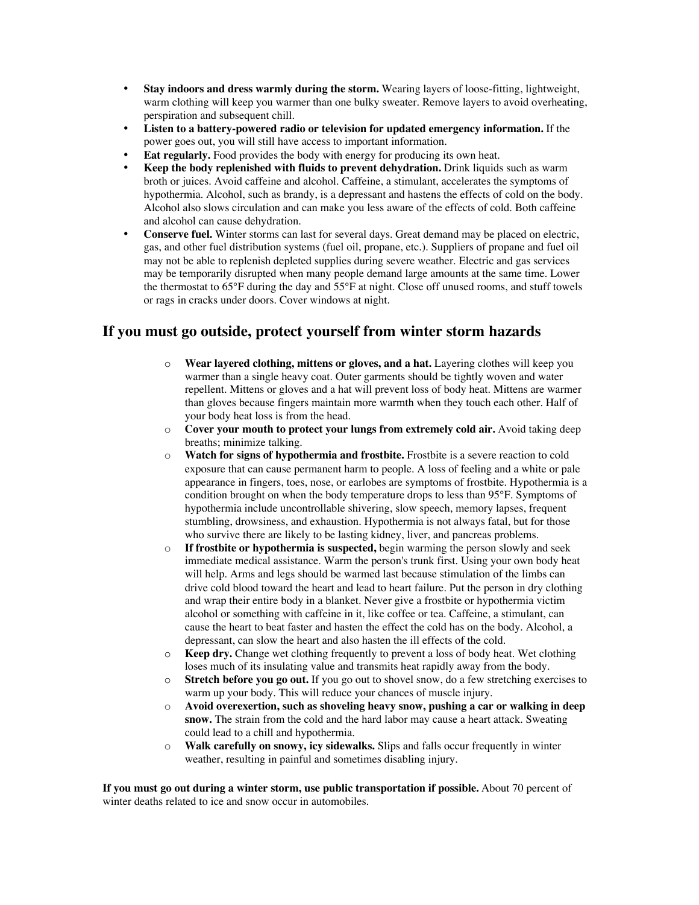- **Stay indoors and dress warmly during the storm.** Wearing layers of loose-fitting, lightweight, warm clothing will keep you warmer than one bulky sweater. Remove layers to avoid overheating, perspiration and subsequent chill.
- **Listen to a battery-powered radio or television for updated emergency information.** If the power goes out, you will still have access to important information.
- **Eat regularly.** Food provides the body with energy for producing its own heat.
- **Keep the body replenished with fluids to prevent dehydration.** Drink liquids such as warm broth or juices. Avoid caffeine and alcohol. Caffeine, a stimulant, accelerates the symptoms of hypothermia. Alcohol, such as brandy, is a depressant and hastens the effects of cold on the body. Alcohol also slows circulation and can make you less aware of the effects of cold. Both caffeine and alcohol can cause dehydration.
- **Conserve fuel.** Winter storms can last for several days. Great demand may be placed on electric, gas, and other fuel distribution systems (fuel oil, propane, etc.). Suppliers of propane and fuel oil may not be able to replenish depleted supplies during severe weather. Electric and gas services may be temporarily disrupted when many people demand large amounts at the same time. Lower the thermostat to 65°F during the day and 55°F at night. Close off unused rooms, and stuff towels or rags in cracks under doors. Cover windows at night.

## If you must go outside, protect yourself from winter storm hazards

- **Wear layered clothing, mittens or gloves, and a hat.** Layering clothes will keep you warmer than a single heavy coat. Outer garments should be tightly woven and water repellent. Mittens or gloves and a hat will prevent loss of body heat. Mittens are warmer than gloves because fingers maintain more warmth when they touch each other. Half of your body heat loss is from the head.
- **Cover your mouth to protect your lungs from extremely cold air.** Avoid taking deep breaths; minimize talking.
- **Watch for signs of hypothermia and frostbite.** Frostbite is a severe reaction to cold exposure that can cause permanent harm to people. A loss of feeling and a white or pale appearance in fingers, toes, nose, or earlobes are symptoms of frostbite. Hypothermia is a condition brought on when the body temperature drops to less than 95°F. Symptoms of hypothermia include uncontrollable shivering, slow speech, memory lapses, frequent stumbling, drowsiness, and exhaustion. Hypothermia is not always fatal, but for those who survive there are likely to be lasting kidney, liver, and pancreas problems.
- **If frostbite or hypothermia is suspected,** begin warming the person slowly and seek immediate medical assistance. Warm the person's trunk first. Using your own body heat will help. Arms and legs should be warmed last because stimulation of the limbs can drive cold blood toward the heart and lead to heart failure. Put the person in dry clothing and wrap their entire body in a blanket. Never give a frostbite or hypothermia victim alcohol or something with caffeine in it, like coffee or tea. Caffeine, a stimulant, can cause the heart to beat faster and hasten the effect the cold has on the body. Alcohol, a depressant, can slow the heart and also hasten the ill effects of the cold.
- **Keep dry.** Change wet clothing frequently to prevent a loss of body heat. Wet clothing loses much of its insulating value and transmits heat rapidly away from the body.
- **Stretch before you go out.** If you go out to shovel snow, do a few stretching exercises to warm up your body. This will reduce your chances of muscle injury.
- **Avoid overexertion, such as shoveling heavy snow, pushing a car or walking in deep snow.** The strain from the cold and the hard labor may cause a heart attack. Sweating could lead to a chill and hypothermia.
- **Walk carefully on snowy, icy sidewalks.** Slips and falls occur frequently in winter weather, resulting in painful and sometimes disabling injury.

**If you must go out during a winter storm, use public transportation if possible.** About 70 percent of winter deaths related to ice and snow occur in automobiles.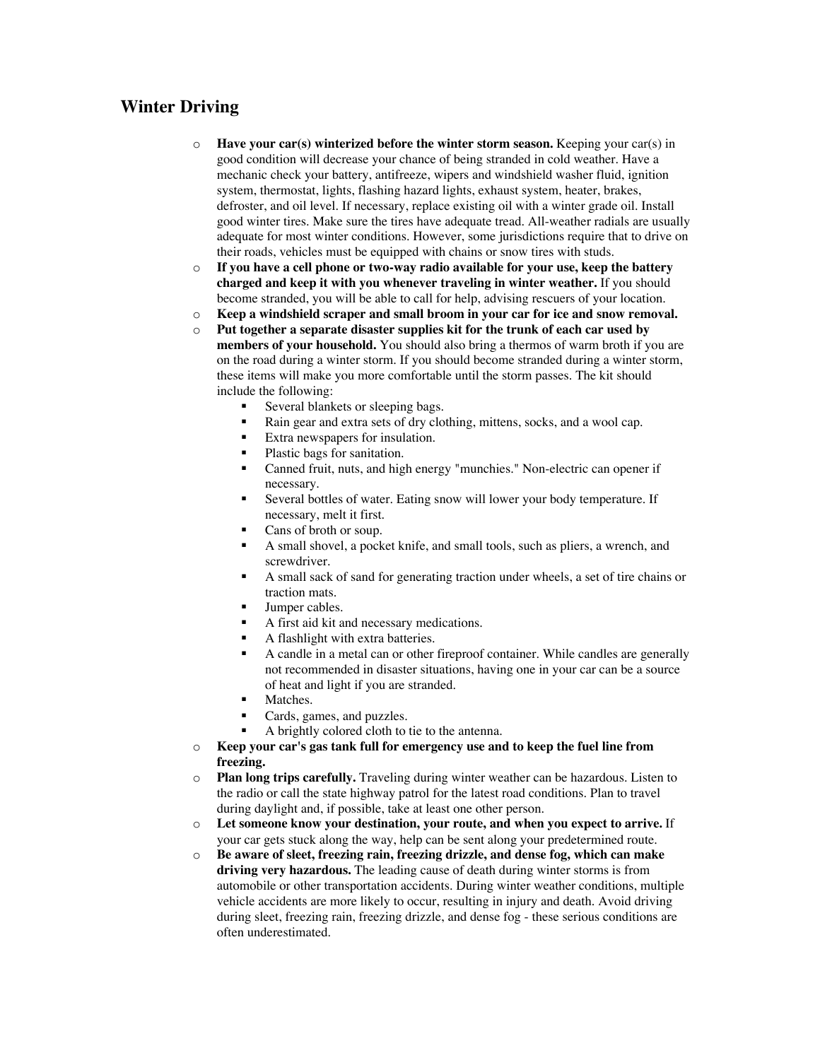## Winter Driving

- **Have your car(s) winterized before the winter storm season.** Keeping your car(s) in good condition will decrease your chance of being stranded in cold weather. Have a mechanic check your battery, antifreeze, wipers and windshield washer fluid, ignition system, thermostat, lights, flashing hazard lights, exhaust system, heater, brakes, defroster, and oil level. If necessary, replace existing oil with a winter grade oil. Install good winter tires. Make sure the tires have adequate tread. All-weather radials are usually adequate for most winter conditions. However, some jurisdictions require that to drive on their roads, vehicles must be equipped with chains or snow tires with studs.
- **If you have a cell phone or two-way radio available for your use, keep the battery charged and keep it with you whenever traveling in winter weather.** If you should become stranded, you will be able to call for help, advising rescuers of your location.
- **Keep a windshield scraper and small broom in your car for ice and snow removal.**
- **Put together a separate disaster supplies kit for the trunk of each car used by members of your household.** You should also bring a thermos of warm broth if you are on the road during a winter storm. If you should become stranded during a winter storm, these items will make you more comfortable until the storm passes. The kit should include the following:
  - Several blankets or sleeping bags.
  - Rain gear and extra sets of dry clothing, mittens, socks, and a wool cap.
  - Extra newspapers for insulation.
  - Plastic bags for sanitation.
  - Canned fruit, nuts, and high energy "munchies." Non-electric can opener if necessary.
  - Several bottles of water. Eating snow will lower your body temperature. If necessary, melt it first.
  - Cans of broth or soup.
  - A small shovel, a pocket knife, and small tools, such as pliers, a wrench, and screwdriver.
  - A small sack of sand for generating traction under wheels, a set of tire chains or traction mats.
  - Jumper cables.
  - A first aid kit and necessary medications.
  - A flashlight with extra batteries.
  - A candle in a metal can or other fireproof container. While candles are generally not recommended in disaster situations, having one in your car can be a source of heat and light if you are stranded.
  - Matches.
  - Cards, games, and puzzles.
  - A brightly colored cloth to tie to the antenna.
- **Keep your car's gas tank full for emergency use and to keep the fuel line from freezing.**
- **Plan long trips carefully.** Traveling during winter weather can be hazardous. Listen to the radio or call the state highway patrol for the latest road conditions. Plan to travel during daylight and, if possible, take at least one other person.
- **Let someone know your destination, your route, and when you expect to arrive.** If your car gets stuck along the way, help can be sent along your predetermined route.
- **Be aware of sleet, freezing rain, freezing drizzle, and dense fog, which can make driving very hazardous.** The leading cause of death during winter storms is from automobile or other transportation accidents. During winter weather conditions, multiple vehicle accidents are more likely to occur, resulting in injury and death. Avoid driving during sleet, freezing rain, freezing drizzle, and dense fog - these serious conditions are often underestimated.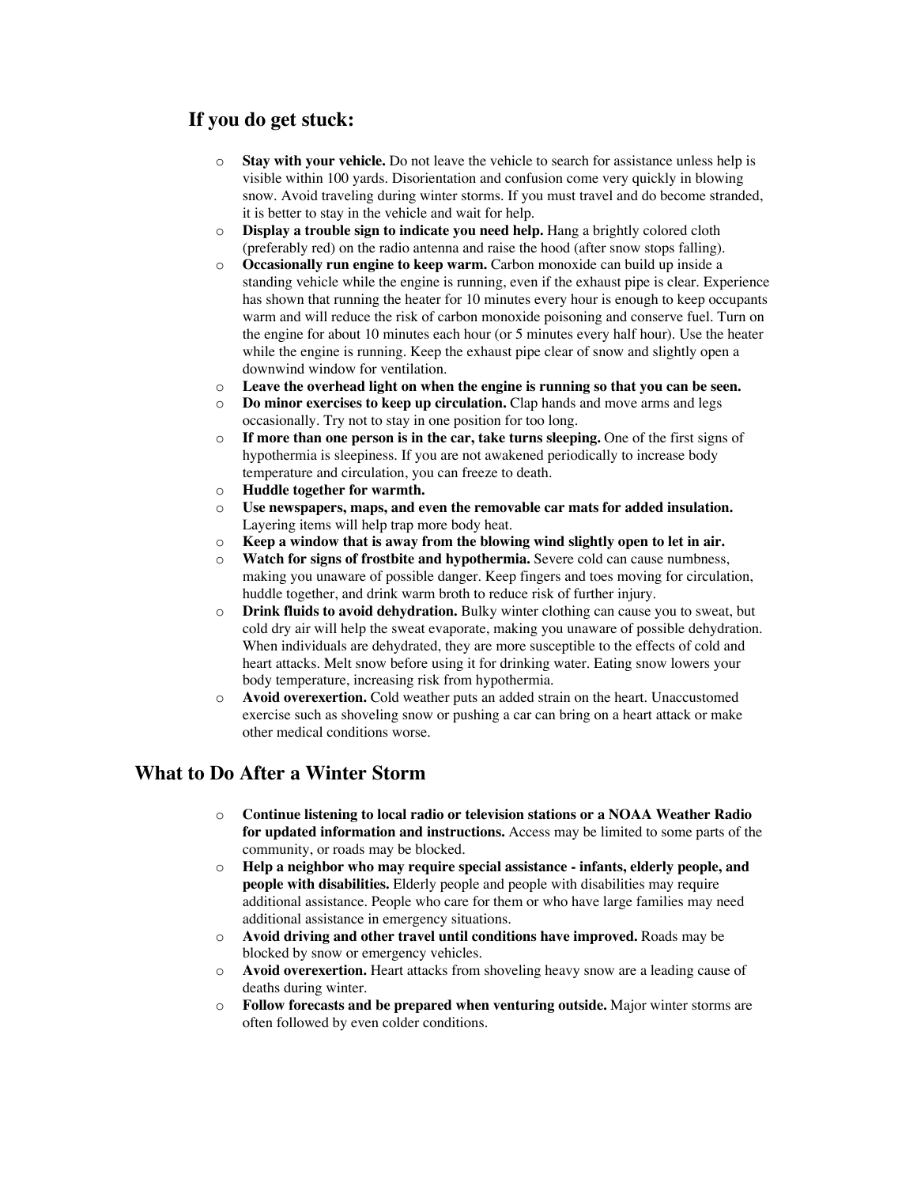### If you do get stuck:

- **Stay with your vehicle.** Do not leave the vehicle to search for assistance unless help is visible within 100 yards. Disorientation and confusion come very quickly in blowing snow. Avoid traveling during winter storms. If you must travel and do become stranded, it is better to stay in the vehicle and wait for help.
- **Display a trouble sign to indicate you need help.** Hang a brightly colored cloth (preferably red) on the radio antenna and raise the hood (after snow stops falling).
- **Occasionally run engine to keep warm.** Carbon monoxide can build up inside a standing vehicle while the engine is running, even if the exhaust pipe is clear. Experience has shown that running the heater for 10 minutes every hour is enough to keep occupants warm and will reduce the risk of carbon monoxide poisoning and conserve fuel. Turn on the engine for about 10 minutes each hour (or 5 minutes every half hour). Use the heater while the engine is running. Keep the exhaust pipe clear of snow and slightly open a downwind window for ventilation.
- **Leave the overhead light on when the engine is running so that you can be seen.**
- **Do minor exercises to keep up circulation.** Clap hands and move arms and legs occasionally. Try not to stay in one position for too long.
- **If more than one person is in the car, take turns sleeping.** One of the first signs of hypothermia is sleepiness. If you are not awakened periodically to increase body temperature and circulation, you can freeze to death.
- **Huddle together for warmth.**
- **Use newspapers, maps, and even the removable car mats for added insulation.** Layering items will help trap more body heat.
- **Keep a window that is away from the blowing wind slightly open to let in air.**
- **Watch for signs of frostbite and hypothermia.** Severe cold can cause numbness, making you unaware of possible danger. Keep fingers and toes moving for circulation, huddle together, and drink warm broth to reduce risk of further injury.
- **Drink fluids to avoid dehydration.** Bulky winter clothing can cause you to sweat, but cold dry air will help the sweat evaporate, making you unaware of possible dehydration. When individuals are dehydrated, they are more susceptible to the effects of cold and heart attacks. Melt snow before using it for drinking water. Eating snow lowers your body temperature, increasing risk from hypothermia.
- **Avoid overexertion.** Cold weather puts an added strain on the heart. Unaccustomed exercise such as shoveling snow or pushing a car can bring on a heart attack or make other medical conditions worse.

## What to Do After a Winter Storm

- **Continue listening to local radio or television stations or a NOAA Weather Radio for updated information and instructions.** Access may be limited to some parts of the community, or roads may be blocked.
- **Help a neighbor who may require special assistance - infants, elderly people, and people with disabilities.** Elderly people and people with disabilities may require additional assistance. People who care for them or who have large families may need additional assistance in emergency situations.
- **Avoid driving and other travel until conditions have improved.** Roads may be blocked by snow or emergency vehicles.
- **Avoid overexertion.** Heart attacks from shoveling heavy snow are a leading cause of deaths during winter.
- **Follow forecasts and be prepared when venturing outside.** Major winter storms are often followed by even colder conditions.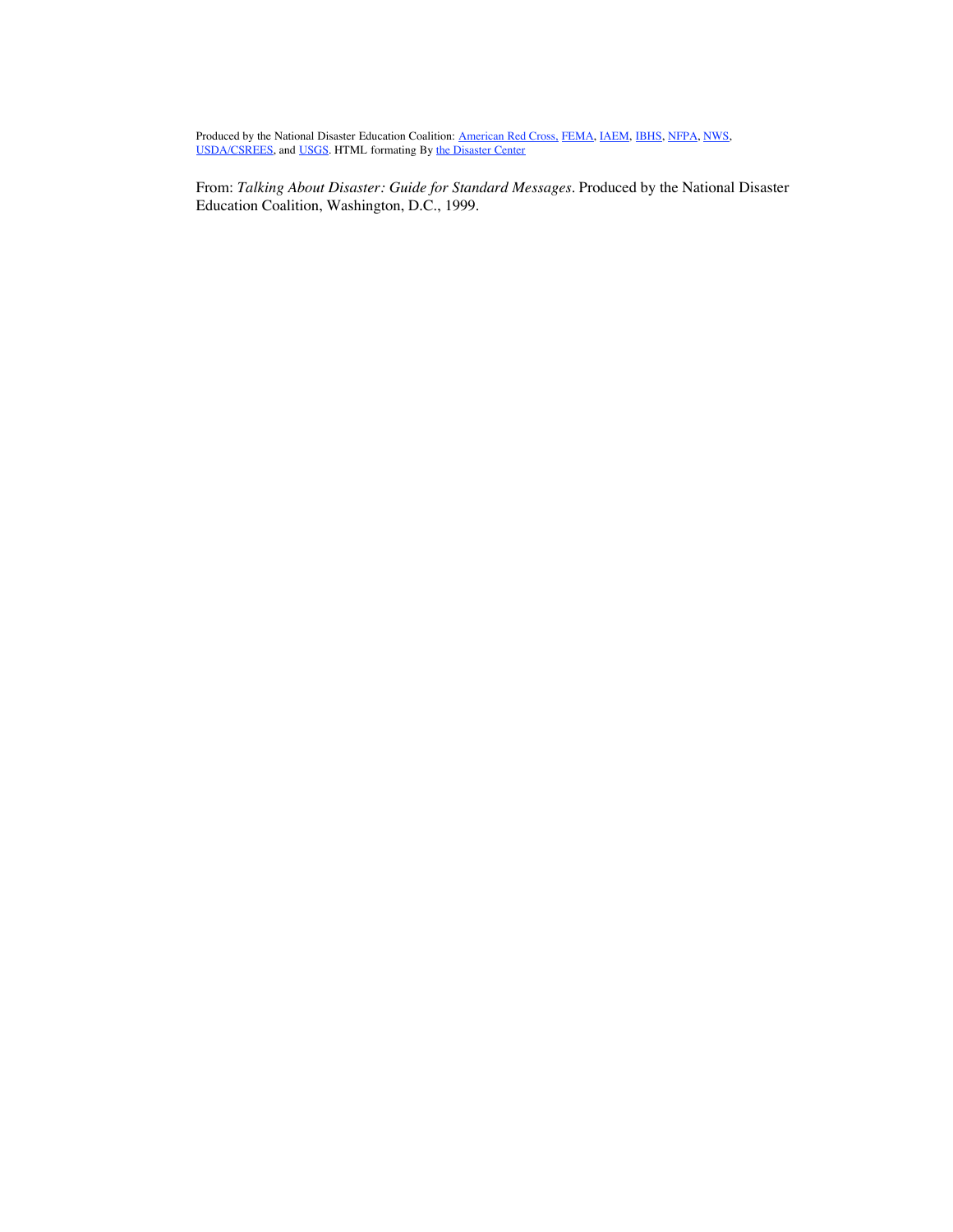Produced by the National Disaster Education Coalition: [American Red Cross,](#) [FEMA](#), [IAEM](#), [IBHS](#), [NFPA](#), [NWS](#), [USDA/CSREES](#), and [USGS](#). HTML formating By [the Disaster Center](#)

From: *Talking About Disaster: Guide for Standard Messages*. Produced by the National Disaster Education Coalition, Washington, D.C., 1999.